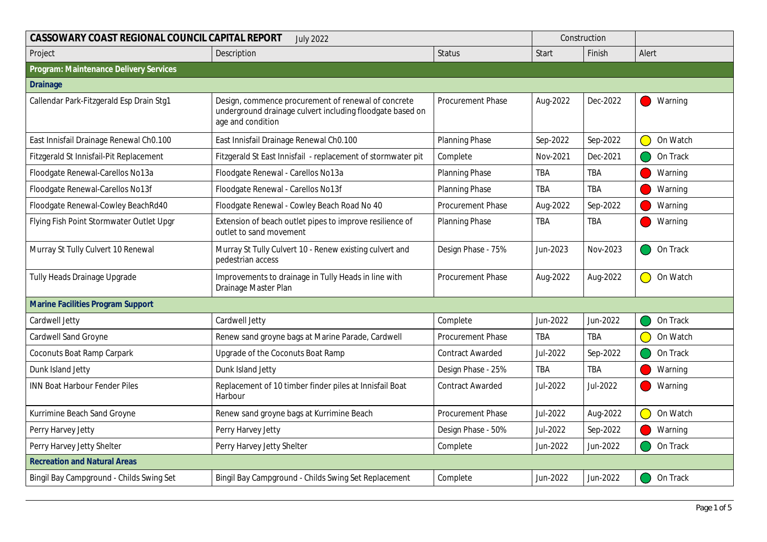| CASSOWARY COAST REGIONAL COUNCIL CAPITAL REPORT July 2022 | | | Construction | | |
|---|---|---|---|---|---|
| Project | Description | Status | Start | Finish | Alert |
| **Program: Maintenance Delivery Services** | | | | | |
| **Drainage** | | | | | |
| Callendar Park-Fitzgerald Esp Drain Stg1 | Design, commence procurement of renewal of concrete underground drainage culvert including floodgate based on age and condition | Procurement Phase | Aug-2022 | Dec-2022 | Warning |
| East Innisfail Drainage Renewal Ch0.100 | East Innisfail Drainage Renewal Ch0.100 | Planning Phase | Sep-2022 | Sep-2022 | On Watch |
| Fitzgerald St Innisfail-Pit Replacement | Fitzgerald St East Innisfail - replacement of stormwater pit | Complete | Nov-2021 | Dec-2021 | On Track |
| Floodgate Renewal-Carellos No13a | Floodgate Renewal - Carellos No13a | Planning Phase | TBA | TBA | Warning |
| Floodgate Renewal-Carellos No13f | Floodgate Renewal - Carellos No13f | Planning Phase | TBA | TBA | Warning |
| Floodgate Renewal-Cowley BeachRd40 | Floodgate Renewal - Cowley Beach Road No 40 | Procurement Phase | Aug-2022 | Sep-2022 | Warning |
| Flying Fish Point Stormwater Outlet Upgr | Extension of beach outlet pipes to improve resilience of outlet to sand movement | Planning Phase | TBA | TBA | Warning |
| Murray St Tully Culvert 10 Renewal | Murray St Tully Culvert 10 - Renew existing culvert and pedestrian access | Design Phase - 75% | Jun-2023 | Nov-2023 | On Track |
| Tully Heads Drainage Upgrade | Improvements to drainage in Tully Heads in line with Drainage Master Plan | Procurement Phase | Aug-2022 | Aug-2022 | On Watch |
| **Marine Facilities Program Support** | | | | | |
| Cardwell Jetty | Cardwell Jetty | Complete | Jun-2022 | Jun-2022 | On Track |
| Cardwell Sand Groyne | Renew sand groyne bags at Marine Parade, Cardwell | Procurement Phase | TBA | TBA | On Watch |
| Coconuts Boat Ramp Carpark | Upgrade of the Coconuts Boat Ramp | Contract Awarded | Jul-2022 | Sep-2022 | On Track |
| Dunk Island Jetty | Dunk Island Jetty | Design Phase - 25% | TBA | TBA | Warning |
| INN Boat Harbour Fender Piles | Replacement of 10 timber finder piles at Innisfail Boat Harbour | Contract Awarded | Jul-2022 | Jul-2022 | Warning |
| Kurrimine Beach Sand Groyne | Renew sand groyne bags at Kurrimine Beach | Procurement Phase | Jul-2022 | Aug-2022 | On Watch |
| Perry Harvey Jetty | Perry Harvey Jetty | Design Phase - 50% | Jul-2022 | Sep-2022 | Warning |
| Perry Harvey Jetty Shelter | Perry Harvey Jetty Shelter | Complete | Jun-2022 | Jun-2022 | On Track |
| **Recreation and Natural Areas** | | | | | |
| Bingil Bay Campground - Childs Swing Set | Bingil Bay Campground - Childs Swing Set Replacement | Complete | Jun-2022 | Jun-2022 | On Track |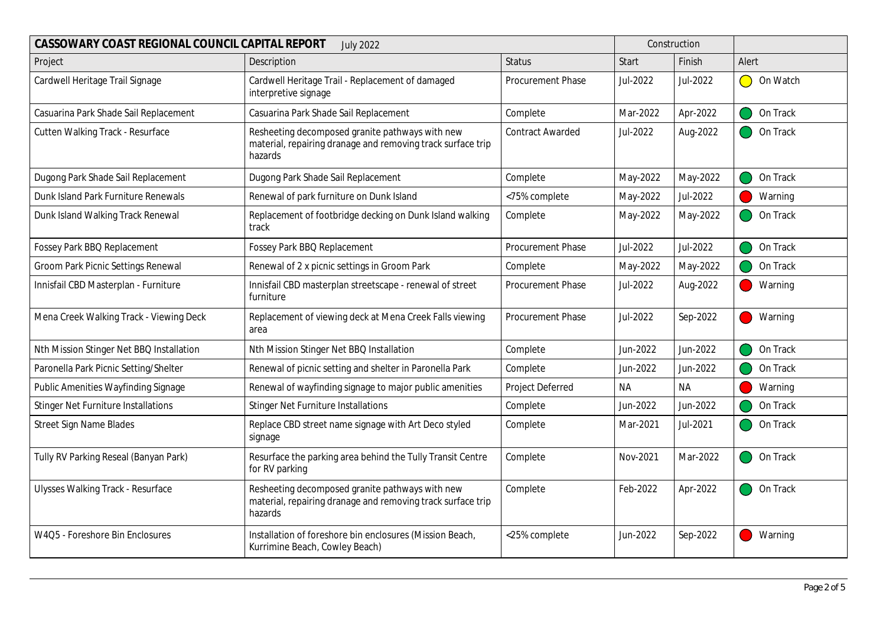| CASSOWARY COAST REGIONAL COUNCIL CAPITAL REPORT July 2022 | | | Construction | | |
|---|---|---|---|---|---|
| Project | Description | Status | Start | Finish | Alert |
| Cardwell Heritage Trail Signage | Cardwell Heritage Trail - Replacement of damaged interpretive signage | Procurement Phase | Jul-2022 | Jul-2022 | On Watch |
| Casuarina Park Shade Sail Replacement | Casuarina Park Shade Sail Replacement | Complete | Mar-2022 | Apr-2022 | On Track |
| Cutten Walking Track - Resurface | Resheeting decomposed granite pathways with new material, repairing dranage and removing track surface trip hazards | Contract Awarded | Jul-2022 | Aug-2022 | On Track |
| Dugong Park Shade Sail Replacement | Dugong Park Shade Sail Replacement | Complete | May-2022 | May-2022 | On Track |
| Dunk Island Park Furniture Renewals | Renewal of park furniture on Dunk Island | <75% complete | May-2022 | Jul-2022 | Warning |
| Dunk Island Walking Track Renewal | Replacement of footbridge decking on Dunk Island walking track | Complete | May-2022 | May-2022 | On Track |
| Fossey Park BBQ Replacement | Fossey Park BBQ Replacement | Procurement Phase | Jul-2022 | Jul-2022 | On Track |
| Groom Park Picnic Settings Renewal | Renewal of 2 x picnic settings in Groom Park | Complete | May-2022 | May-2022 | On Track |
| Innisfail CBD Masterplan - Furniture | Innisfail CBD masterplan streetscape - renewal of street furniture | Procurement Phase | Jul-2022 | Aug-2022 | Warning |
| Mena Creek Walking Track - Viewing Deck | Replacement of viewing deck at Mena Creek Falls viewing area | Procurement Phase | Jul-2022 | Sep-2022 | Warning |
| Nth Mission Stinger Net BBQ Installation | Nth Mission Stinger Net BBQ Installation | Complete | Jun-2022 | Jun-2022 | On Track |
| Paronella Park Picnic Setting/Shelter | Renewal of picnic setting and shelter in Paronella Park | Complete | Jun-2022 | Jun-2022 | On Track |
| Public Amenities Wayfinding Signage | Renewal of wayfinding signage to major public amenities | Project Deferred | NA | NA | Warning |
| Stinger Net Furniture Installations | Stinger Net Furniture Installations | Complete | Jun-2022 | Jun-2022 | On Track |
| Street Sign Name Blades | Replace CBD street name signage with Art Deco styled signage | Complete | Mar-2021 | Jul-2021 | On Track |
| Tully RV Parking Reseal (Banyan Park) | Resurface the parking area behind the Tully Transit Centre for RV parking | Complete | Nov-2021 | Mar-2022 | On Track |
| Ulysses Walking Track - Resurface | Resheeting decomposed granite pathways with new material, repairing dranage and removing track surface trip hazards | Complete | Feb-2022 | Apr-2022 | On Track |
| W4Q5 - Foreshore Bin Enclosures | Installation of foreshore bin enclosures (Mission Beach, Kurrimine Beach, Cowley Beach) | <25% complete | Jun-2022 | Sep-2022 | Warning |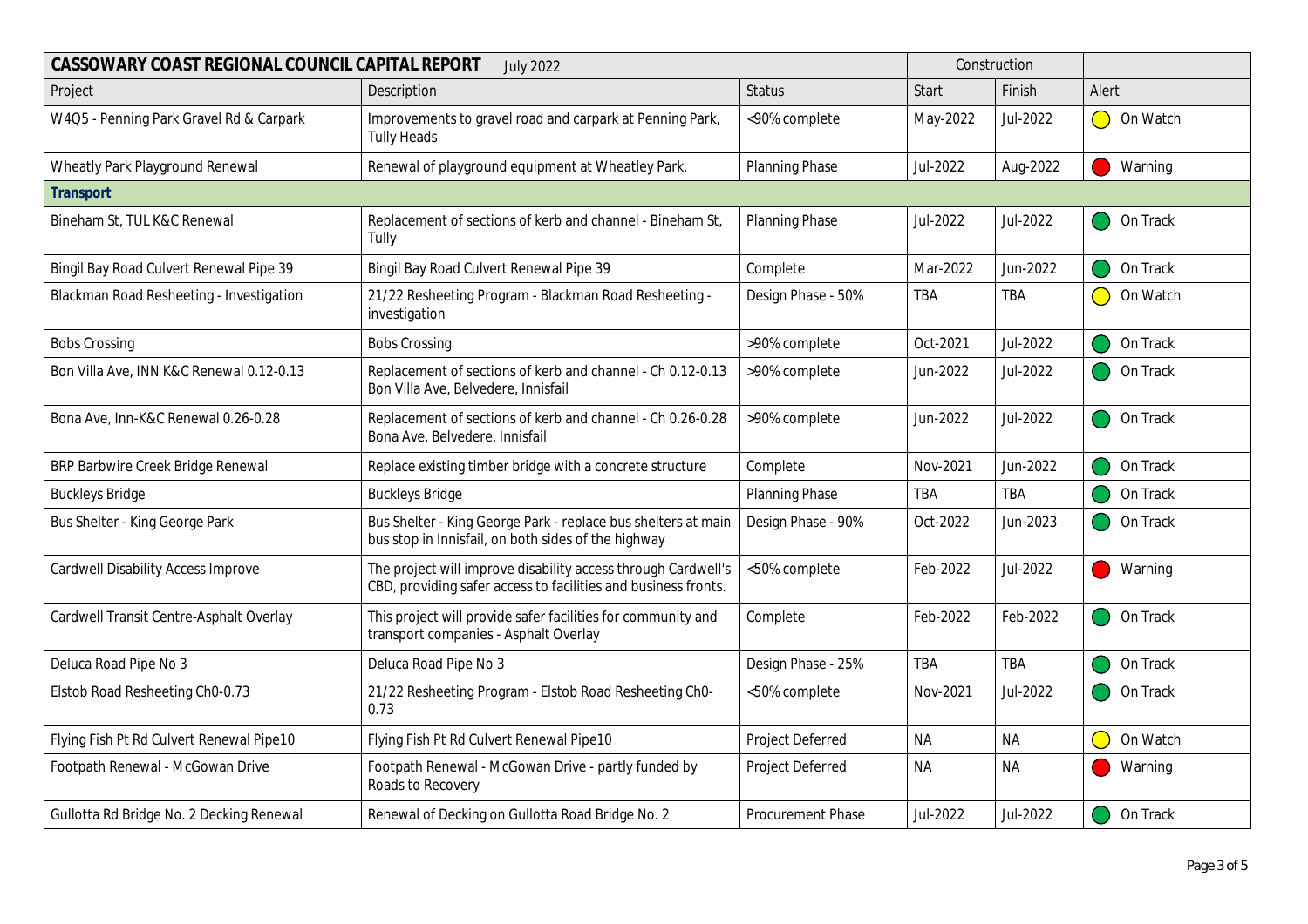| CASSOWARY COAST REGIONAL COUNCIL CAPITAL REPORT July 2022 | | | Construction | | |
|---|---|---|---|---|---|
| Project | Description | Status | Start | Finish | Alert |
| W4Q5 - Penning Park Gravel Rd & Carpark | Improvements to gravel road and carpark at Penning Park, Tully Heads | <90% complete | May-2022 | Jul-2022 | On Watch |
| Wheatly Park Playground Renewal | Renewal of playground equipment at Wheatley Park. | Planning Phase | Jul-2022 | Aug-2022 | Warning |
| **Transport** | | | | | |
| Bineham St, TUL K&C Renewal | Replacement of sections of kerb and channel - Bineham St, Tully | Planning Phase | Jul-2022 | Jul-2022 | On Track |
| Bingil Bay Road Culvert Renewal Pipe 39 | Bingil Bay Road Culvert Renewal Pipe 39 | Complete | Mar-2022 | Jun-2022 | On Track |
| Blackman Road Resheeting - Investigation | 21/22 Resheeting Program - Blackman Road Resheeting - investigation | Design Phase - 50% | TBA | TBA | On Watch |
| Bobs Crossing | Bobs Crossing | >90% complete | Oct-2021 | Jul-2022 | On Track |
| Bon Villa Ave, INN K&C Renewal 0.12-0.13 | Replacement of sections of kerb and channel - Ch 0.12-0.13 Bon Villa Ave, Belvedere, Innisfail | >90% complete | Jun-2022 | Jul-2022 | On Track |
| Bona Ave, Inn-K&C Renewal 0.26-0.28 | Replacement of sections of kerb and channel - Ch 0.26-0.28 Bona Ave, Belvedere, Innisfail | >90% complete | Jun-2022 | Jul-2022 | On Track |
| BRP Barbwire Creek Bridge Renewal | Replace existing timber bridge with a concrete structure | Complete | Nov-2021 | Jun-2022 | On Track |
| Buckleys Bridge | Buckleys Bridge | Planning Phase | TBA | TBA | On Track |
| Bus Shelter - King George Park | Bus Shelter - King George Park - replace bus shelters at main bus stop in Innisfail, on both sides of the highway | Design Phase - 90% | Oct-2022 | Jun-2023 | On Track |
| Cardwell Disability Access Improve | The project will improve disability access through Cardwell's CBD, providing safer access to facilities and business fronts. | <50% complete | Feb-2022 | Jul-2022 | Warning |
| Cardwell Transit Centre-Asphalt Overlay | This project will provide safer facilities for community and transport companies - Asphalt Overlay | Complete | Feb-2022 | Feb-2022 | On Track |
| Deluca Road Pipe No 3 | Deluca Road Pipe No 3 | Design Phase - 25% | TBA | TBA | On Track |
| Elstob Road Resheeting Ch0-0.73 | 21/22 Resheeting Program - Elstob Road Resheeting Ch0-0.73 | <50% complete | Nov-2021 | Jul-2022 | On Track |
| Flying Fish Pt Rd Culvert Renewal Pipe10 | Flying Fish Pt Rd Culvert Renewal Pipe10 | Project Deferred | NA | NA | On Watch |
| Footpath Renewal - McGowan Drive | Footpath Renewal - McGowan Drive - partly funded by Roads to Recovery | Project Deferred | NA | NA | Warning |
| Gullotta Rd Bridge No. 2 Decking Renewal | Renewal of Decking on Gullotta Road Bridge No. 2 | Procurement Phase | Jul-2022 | Jul-2022 | On Track |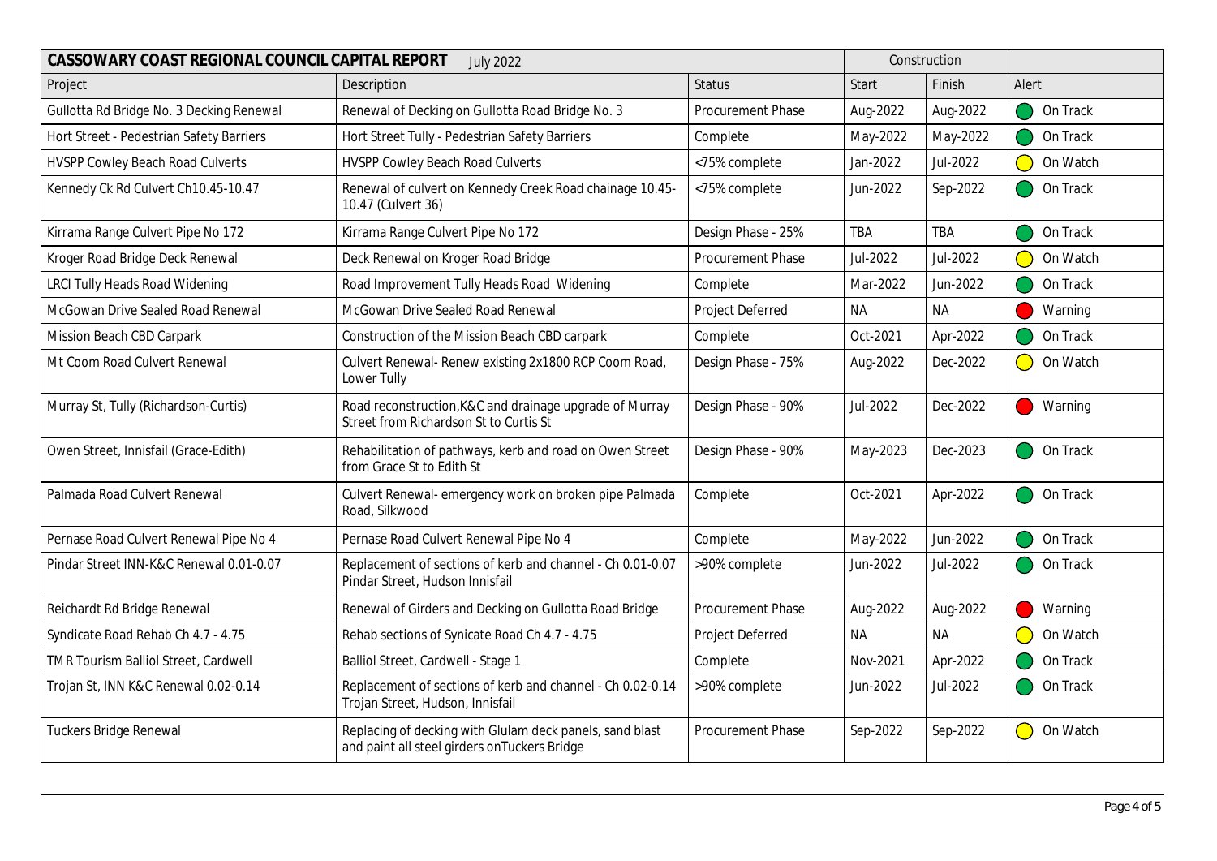| CASSOWARY COAST REGIONAL COUNCIL CAPITAL REPORT July 2022 | | | Construction | | |
|---|---|---|---|---|---|
| Project | Description | Status | Start | Finish | Alert |
| Gullotta Rd Bridge No. 3 Decking Renewal | Renewal of Decking on Gullotta Road Bridge No. 3 | Procurement Phase | Aug-2022 | Aug-2022 | On Track |
| Hort Street - Pedestrian Safety Barriers | Hort Street Tully - Pedestrian Safety Barriers | Complete | May-2022 | May-2022 | On Track |
| HVSPP Cowley Beach Road Culverts | HVSPP Cowley Beach Road Culverts | <75% complete | Jan-2022 | Jul-2022 | On Watch |
| Kennedy Ck Rd Culvert Ch10.45-10.47 | Renewal of culvert on Kennedy Creek Road chainage 10.45-10.47 (Culvert 36) | <75% complete | Jun-2022 | Sep-2022 | On Track |
| Kirrama Range Culvert Pipe No 172 | Kirrama Range Culvert Pipe No 172 | Design Phase - 25% | TBA | TBA | On Track |
| Kroger Road Bridge Deck Renewal | Deck Renewal on Kroger Road Bridge | Procurement Phase | Jul-2022 | Jul-2022 | On Watch |
| LRCI Tully Heads Road Widening | Road Improvement Tully Heads Road Widening | Complete | Mar-2022 | Jun-2022 | On Track |
| McGowan Drive Sealed Road Renewal | McGowan Drive Sealed Road Renewal | Project Deferred | NA | NA | Warning |
| Mission Beach CBD Carpark | Construction of the Mission Beach CBD carpark | Complete | Oct-2021 | Apr-2022 | On Track |
| Mt Coom Road Culvert Renewal | Culvert Renewal- Renew existing 2x1800 RCP Coom Road, Lower Tully | Design Phase - 75% | Aug-2022 | Dec-2022 | On Watch |
| Murray St, Tully (Richardson-Curtis) | Road reconstruction,K&C and drainage upgrade of Murray Street from Richardson St to Curtis St | Design Phase - 90% | Jul-2022 | Dec-2022 | Warning |
| Owen Street, Innisfail (Grace-Edith) | Rehabilitation of pathways, kerb and road on Owen Street from Grace St to Edith St | Design Phase - 90% | May-2023 | Dec-2023 | On Track |
| Palmada Road Culvert Renewal | Culvert Renewal- emergency work on broken pipe Palmada Road, Silkwood | Complete | Oct-2021 | Apr-2022 | On Track |
| Pernase Road Culvert Renewal Pipe No 4 | Pernase Road Culvert Renewal Pipe No 4 | Complete | May-2022 | Jun-2022 | On Track |
| Pindar Street INN-K&C Renewal 0.01-0.07 | Replacement of sections of kerb and channel - Ch 0.01-0.07 Pindar Street, Hudson Innisfail | >90% complete | Jun-2022 | Jul-2022 | On Track |
| Reichardt Rd Bridge Renewal | Renewal of Girders and Decking on Gullotta Road Bridge | Procurement Phase | Aug-2022 | Aug-2022 | Warning |
| Syndicate Road Rehab Ch 4.7 - 4.75 | Rehab sections of Synicate Road Ch 4.7 - 4.75 | Project Deferred | NA | NA | On Watch |
| TMR Tourism Balliol Street, Cardwell | Balliol Street, Cardwell - Stage 1 | Complete | Nov-2021 | Apr-2022 | On Track |
| Trojan St, INN K&C Renewal 0.02-0.14 | Replacement of sections of kerb and channel - Ch 0.02-0.14 Trojan Street, Hudson, Innisfail | >90% complete | Jun-2022 | Jul-2022 | On Track |
| Tuckers Bridge Renewal | Replacing of decking with Glulam deck panels, sand blast and paint all steel girders onTuckers Bridge | Procurement Phase | Sep-2022 | Sep-2022 | On Watch |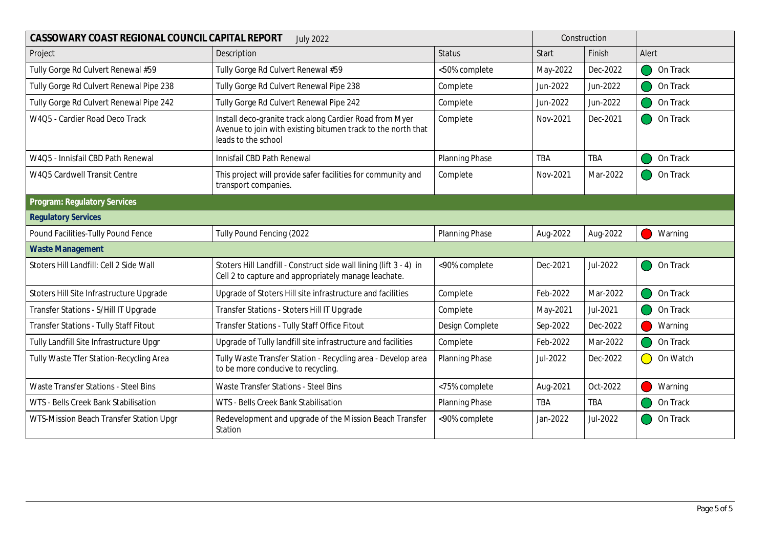| CASSOWARY COAST REGIONAL COUNCIL CAPITAL REPORT July 2022 | | | Construction | | |
|---|---|---|---|---|---|
| Project | Description | Status | Start | Finish | Alert |
| Tully Gorge Rd Culvert Renewal #59 | Tully Gorge Rd Culvert Renewal #59 | <50% complete | May-2022 | Dec-2022 | On Track |
| Tully Gorge Rd Culvert Renewal Pipe 238 | Tully Gorge Rd Culvert Renewal Pipe 238 | Complete | Jun-2022 | Jun-2022 | On Track |
| Tully Gorge Rd Culvert Renewal Pipe 242 | Tully Gorge Rd Culvert Renewal Pipe 242 | Complete | Jun-2022 | Jun-2022 | On Track |
| W4Q5 - Cardier Road Deco Track | Install deco-granite track along Cardier Road from Myer Avenue to join with existing bitumen track to the north that leads to the school | Complete | Nov-2021 | Dec-2021 | On Track |
| W4Q5 - Innisfail CBD Path Renewal | Innisfail CBD Path Renewal | Planning Phase | TBA | TBA | On Track |
| W4Q5 Cardwell Transit Centre | This project will provide safer facilities for community and transport companies. | Complete | Nov-2021 | Mar-2022 | On Track |
| **Program: Regulatory Services** | | | | | |
| **Regulatory Services** | | | | | |
| Pound Facilities-Tully Pound Fence | Tully Pound Fencing (2022 | Planning Phase | Aug-2022 | Aug-2022 | Warning |
| **Waste Management** | | | | | |
| Stoters Hill Landfill: Cell 2 Side Wall | Stoters Hill Landfill - Construct side wall lining (lift 3 - 4) in Cell 2 to capture and appropriately manage leachate. | <90% complete | Dec-2021 | Jul-2022 | On Track |
| Stoters Hill Site Infrastructure Upgrade | Upgrade of Stoters Hill site infrastructure and facilities | Complete | Feb-2022 | Mar-2022 | On Track |
| Transfer Stations - S/Hill IT Upgrade | Transfer Stations - Stoters Hill IT Upgrade | Complete | May-2021 | Jul-2021 | On Track |
| Transfer Stations - Tully Staff Fitout | Transfer Stations - Tully Staff Office Fitout | Design Complete | Sep-2022 | Dec-2022 | Warning |
| Tully Landfill Site Infrastructure Upgr | Upgrade of Tully landfill site infrastructure and facilities | Complete | Feb-2022 | Mar-2022 | On Track |
| Tully Waste Tfer Station-Recycling Area | Tully Waste Transfer Station - Recycling area - Develop area to be more conducive to recycling. | Planning Phase | Jul-2022 | Dec-2022 | On Watch |
| Waste Transfer Stations - Steel Bins | Waste Transfer Stations - Steel Bins | <75% complete | Aug-2021 | Oct-2022 | Warning |
| WTS - Bells Creek Bank Stabilisation | WTS - Bells Creek Bank Stabilisation | Planning Phase | TBA | TBA | On Track |
| WTS-Mission Beach Transfer Station Upgr | Redevelopment and upgrade of the Mission Beach Transfer Station | <90% complete | Jan-2022 | Jul-2022 | On Track |